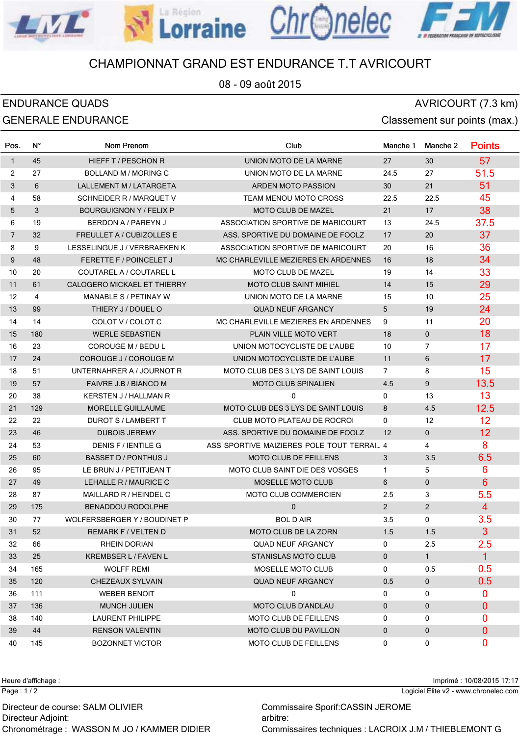# CHAMPIONNAT GRAND EST ENDURANCE T.T AVRICOURT

08 - 09 août 2015

**ENDURANCE QUADS** — AVRICOURT (7.3 km)

**GENERALE ENDURANCE** — Classement sur points (max.)

| Pos. | N° | Nom Prenom | Club | Manche 1 | Manche 2 | Points |
|---|---|---|---|---|---|---|
| 1 | 45 | HIEFF T / PESCHON R | UNION MOTO DE LA MARNE | 27 | 30 | 57 |
| 2 | 27 | BOLLAND M / MORING C | UNION MOTO DE LA MARNE | 24.5 | 27 | 51.5 |
| 3 | 6 | LALLEMENT M / LATARGETA | ARDEN MOTO PASSION | 30 | 21 | 51 |
| 4 | 58 | SCHNEIDER R / MARQUET V | TEAM MENOU MOTO CROSS | 22.5 | 22.5 | 45 |
| 5 | 3 | BOURGUIGNON Y / FELIX P | MOTO CLUB DE MAZEL | 21 | 17 | 38 |
| 6 | 19 | BERDON A / PAREYN J | ASSOCIATION SPORTIVE DE MARICOURT | 13 | 24.5 | 37.5 |
| 7 | 32 | FREULLET A / CUBIZOLLES E | ASS. SPORTIVE DU DOMAINE DE FOOLZ | 17 | 20 | 37 |
| 8 | 9 | LESSELINGUE J / VERBRAEKEN K | ASSOCIATION SPORTIVE DE MARICOURT | 20 | 16 | 36 |
| 9 | 48 | FERETTE F / POINCELET J | MC CHARLEVILLE MEZIERES EN ARDENNES | 16 | 18 | 34 |
| 10 | 20 | COUTAREL A / COUTAREL L | MOTO CLUB DE MAZEL | 19 | 14 | 33 |
| 11 | 61 | CALOGERO MICKAEL ET THIERRY | MOTO CLUB SAINT MIHIEL | 14 | 15 | 29 |
| 12 | 4 | MANABLE S / PETINAY W | UNION MOTO DE LA MARNE | 15 | 10 | 25 |
| 13 | 99 | THIERY J / DOUEL O | QUAD NEUF ARGANCY | 5 | 19 | 24 |
| 14 | 14 | COLOT V / COLOT C | MC CHARLEVILLE MEZIERES EN ARDENNES | 9 | 11 | 20 |
| 15 | 180 | WERLE SEBASTIEN | PLAIN VILLE MOTO VERT | 18 | 0 | 18 |
| 16 | 23 | COROUGE M / BEDU L | UNION MOTOCYCLISTE DE L'AUBE | 10 | 7 | 17 |
| 17 | 24 | COROUGE J / COROUGE M | UNION MOTOCYCLISTE DE L'AUBE | 11 | 6 | 17 |
| 18 | 51 | UNTERNAHRER A / JOURNOT R | MOTO CLUB DES 3 LYS DE SAINT LOUIS | 7 | 8 | 15 |
| 19 | 57 | FAIVRE J.B / BIANCO M | MOTO CLUB SPINALIEN | 4.5 | 9 | 13.5 |
| 20 | 38 | KERSTEN J / HALLMAN R | 0 | 0 | 13 | 13 |
| 21 | 129 | MORELLE GUILLAUME | MOTO CLUB DES 3 LYS DE SAINT LOUIS | 8 | 4.5 | 12.5 |
| 22 | 22 | DUROT S / LAMBERT T | CLUB MOTO PLATEAU DE ROCROI | 0 | 12 | 12 |
| 23 | 46 | DUBOIS JEREMY | ASS. SPORTIVE DU DOMAINE DE FOOLZ | 12 | 0 | 12 |
| 24 | 53 | DENIS F / IENTILE G | ASS SPORTIVE MAIZIERES POLE TOUT TERRAI... | 4 | 4 | 8 |
| 25 | 60 | BASSET D / PONTHUS J | MOTO CLUB DE FEILLENS | 3 | 3.5 | 6.5 |
| 26 | 95 | LE BRUN J / PETITJEAN T | MOTO CLUB SAINT DIE DES VOSGES | 1 | 5 | 6 |
| 27 | 49 | LEHALLE R / MAURICE C | MOSELLE MOTO CLUB | 6 | 0 | 6 |
| 28 | 87 | MAILLARD R / HEINDEL C | MOTO CLUB COMMERCIEN | 2.5 | 3 | 5.5 |
| 29 | 175 | BENADDOU RODOLPHE | 0 | 2 | 2 | 4 |
| 30 | 77 | WOLFERSBERGER Y / BOUDINET P | BOL D AIR | 3.5 | 0 | 3.5 |
| 31 | 52 | REMARK F / VELTEN D | MOTO CLUB DE LA ZORN | 1.5 | 1.5 | 3 |
| 32 | 66 | RHEIN DORIAN | QUAD NEUF ARGANCY | 0 | 2.5 | 2.5 |
| 33 | 25 | KREMBSER L / FAVEN L | STANISLAS MOTO CLUB | 0 | 1 | 1 |
| 34 | 165 | WOLFF REMI | MOSELLE MOTO CLUB | 0 | 0.5 | 0.5 |
| 35 | 120 | CHEZEAUX SYLVAIN | QUAD NEUF ARGANCY | 0.5 | 0 | 0.5 |
| 36 | 111 | WEBER BENOIT | 0 | 0 | 0 | 0 |
| 37 | 136 | MUNCH JULIEN | MOTO CLUB D'ANDLAU | 0 | 0 | 0 |
| 38 | 140 | LAURENT PHILIPPE | MOTO CLUB DE FEILLENS | 0 | 0 | 0 |
| 39 | 44 | RENSON VALENTIN | MOTO CLUB DU PAVILLON | 0 | 0 | 0 |
| 40 | 145 | BOZONNET VICTOR | MOTO CLUB DE FEILLENS | 0 | 0 | 0 |

Heure d'affichage :

Imprimé : 10/08/2015 17:17

Logiciel Elite v2 - www.chronelec.com

Directeur de course: SALM OLIVIER
Directeur Adjoint:
Chronométrage : WASSON M JO / KAMMER DIDIER

Commissaire Sporif:CASSIN JEROME
arbitre:
Commissaires techniques : LACROIX J.M / THIEBLEMONT G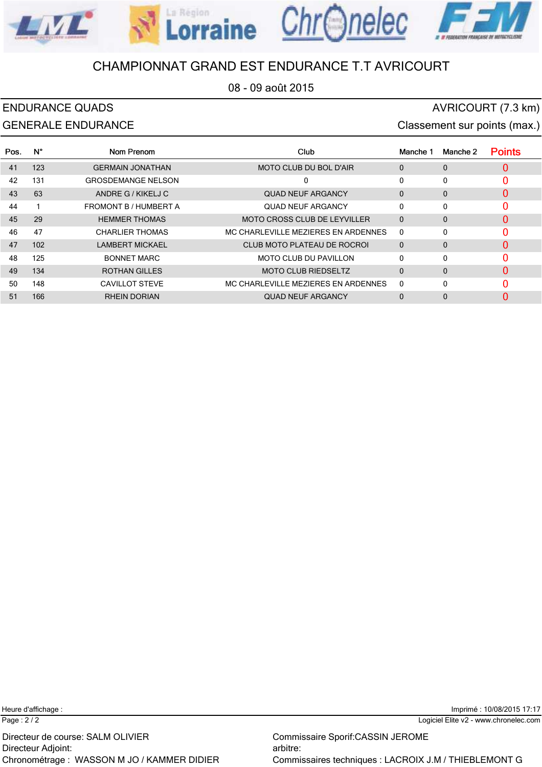# CHAMPIONNAT GRAND EST ENDURANCE T.T AVRICOURT

08 - 09 août 2015

ENDURANCE QUADS — AVRICOURT (7.3 km)

GENERALE ENDURANCE — Classement sur points (max.)

| Pos. | N° | Nom Prenom | Club | Manche 1 | Manche 2 | Points |
|---|---|---|---|---|---|---|
| 41 | 123 | GERMAIN JONATHAN | MOTO CLUB DU BOL D'AIR | 0 | 0 | 0 |
| 42 | 131 | GROSDEMANGE NELSON | 0 | 0 | 0 | 0 |
| 43 | 63 | ANDRE G / KIKELJ C | QUAD NEUF ARGANCY | 0 | 0 | 0 |
| 44 | 1 | FROMONT B / HUMBERT A | QUAD NEUF ARGANCY | 0 | 0 | 0 |
| 45 | 29 | HEMMER THOMAS | MOTO CROSS CLUB DE LEYVILLER | 0 | 0 | 0 |
| 46 | 47 | CHARLIER THOMAS | MC CHARLEVILLE MEZIERES EN ARDENNES | 0 | 0 | 0 |
| 47 | 102 | LAMBERT MICKAEL | CLUB MOTO PLATEAU DE ROCROI | 0 | 0 | 0 |
| 48 | 125 | BONNET MARC | MOTO CLUB DU PAVILLON | 0 | 0 | 0 |
| 49 | 134 | ROTHAN GILLES | MOTO CLUB RIEDSELTZ | 0 | 0 | 0 |
| 50 | 148 | CAVILLOT STEVE | MC CHARLEVILLE MEZIERES EN ARDENNES | 0 | 0 | 0 |
| 51 | 166 | RHEIN DORIAN | QUAD NEUF ARGANCY | 0 | 0 | 0 |

Heure d'affichage :

Imprimé : 10/08/2015 17:17

Logiciel Elite v2 - www.chronelec.com

Directeur de course: SALM OLIVIER
Directeur Adjoint:
Chronométrage : WASSON M JO / KAMMER DIDIER

Commissaire Sporif:CASSIN JEROME
arbitre:
Commissaires techniques : LACROIX J.M / THIEBLEMONT G